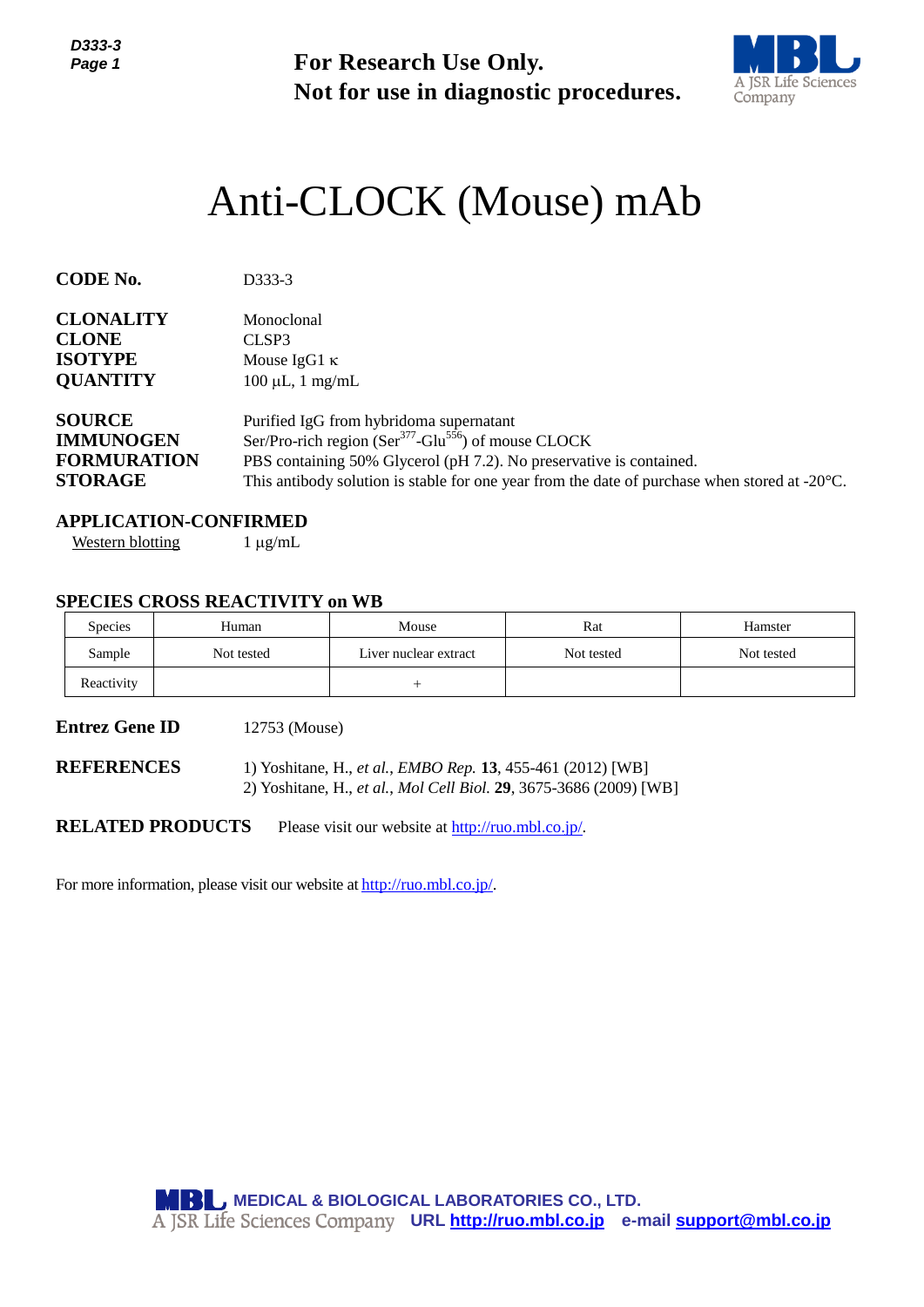**For Research Use Only.**
**Not for use in diagnostic procedures.**

# Anti-CLOCK (Mouse) mAb

**CODE No.** D333-3

**CLONALITY** Monoclonal
**CLONE** CLSP3
**ISOTYPE** Mouse IgG1 κ
**QUANTITY** 100 μL, 1 mg/mL

**SOURCE** Purified IgG from hybridoma supernatant
**IMMUNOGEN** Ser/Pro-rich region ($Ser^{377}$-$Glu^{556}$) of mouse CLOCK
**FORMURATION** PBS containing 50% Glycerol (pH 7.2). No preservative is contained.
**STORAGE** This antibody solution is stable for one year from the date of purchase when stored at -20°C.

**APPLICATION-CONFIRMED**

Western blotting 1 μg/mL

**SPECIES CROSS REACTIVITY on WB**

| Species | Human | Mouse | Rat | Hamster |
|---|---|---|---|---|
| Sample | Not tested | Liver nuclear extract | Not tested | Not tested |
| Reactivity | | + | | |

**Entrez Gene ID** 12753 (Mouse)

**REFERENCES**
1) Yoshitane, H., *et al., EMBO Rep.* **13**, 455-461 (2012) [WB]
2) Yoshitane, H., *et al., Mol Cell Biol.* **29**, 3675-3686 (2009) [WB]

**RELATED PRODUCTS** Please visit our website at http://ruo.mbl.co.jp/.

For more information, please visit our website at http://ruo.mbl.co.jp/.

MEDICAL & BIOLOGICAL LABORATORIES CO., LTD.
A JSR Life Sciences Company URL http://ruo.mbl.co.jp e-mail support@mbl.co.jp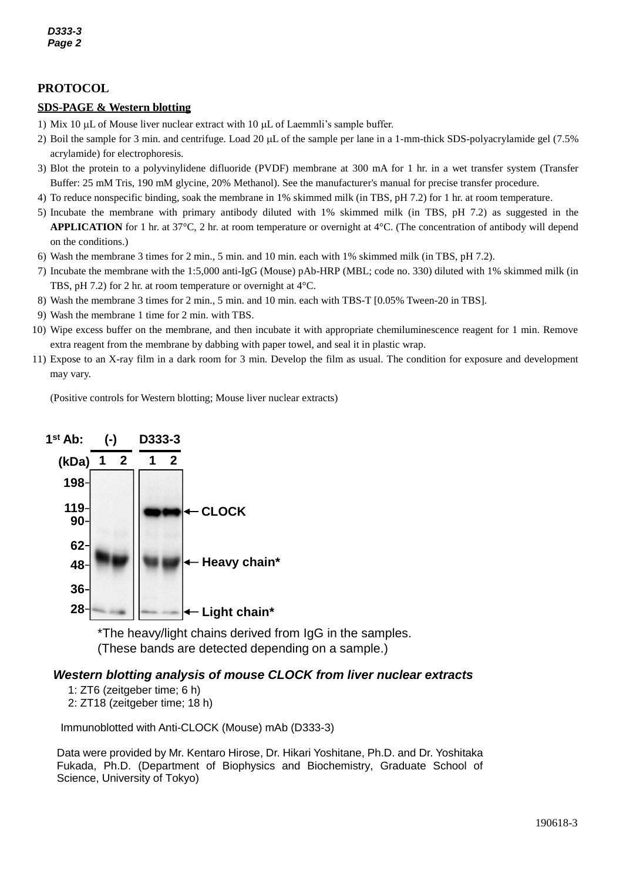## PROTOCOL

### SDS-PAGE & Western blotting

1) Mix 10 μL of Mouse liver nuclear extract with 10 μL of Laemmli's sample buffer.
2) Boil the sample for 3 min. and centrifuge. Load 20 μL of the sample per lane in a 1-mm-thick SDS-polyacrylamide gel (7.5% acrylamide) for electrophoresis.
3) Blot the protein to a polyvinylidene difluoride (PVDF) membrane at 300 mA for 1 hr. in a wet transfer system (Transfer Buffer: 25 mM Tris, 190 mM glycine, 20% Methanol). See the manufacturer's manual for precise transfer procedure.
4) To reduce nonspecific binding, soak the membrane in 1% skimmed milk (in TBS, pH 7.2) for 1 hr. at room temperature.
5) Incubate the membrane with primary antibody diluted with 1% skimmed milk (in TBS, pH 7.2) as suggested in the **APPLICATION** for 1 hr. at 37°C, 2 hr. at room temperature or overnight at 4°C. (The concentration of antibody will depend on the conditions.)
6) Wash the membrane 3 times for 2 min., 5 min. and 10 min. each with 1% skimmed milk (in TBS, pH 7.2).
7) Incubate the membrane with the 1:5,000 anti-IgG (Mouse) pAb-HRP (MBL; code no. 330) diluted with 1% skimmed milk (in TBS, pH 7.2) for 2 hr. at room temperature or overnight at 4°C.
8) Wash the membrane 3 times for 2 min., 5 min. and 10 min. each with TBS-T [0.05% Tween-20 in TBS].
9) Wash the membrane 1 time for 2 min. with TBS.
10) Wipe excess buffer on the membrane, and then incubate it with appropriate chemiluminescence reagent for 1 min. Remove extra reagent from the membrane by dabbing with paper towel, and seal it in plastic wrap.
11) Expose to an X-ray film in a dark room for 3 min. Develop the film as usual. The condition for exposure and development may vary.

(Positive controls for Western blotting; Mouse liver nuclear extracts)

1st Ab: (-) D333-3
(kDa) 1 2 1 2
198
119
90
62
48
36
28
← CLOCK
← Heavy chain*
← Light chain*

*The heavy/light chains derived from IgG in the samples.
(These bands are detected depending on a sample.)

***Western blotting analysis of mouse CLOCK from liver nuclear extracts***

1: ZT6 (zeitgeber time; 6 h)
2: ZT18 (zeitgeber time; 18 h)

Immunoblotted with Anti-CLOCK (Mouse) mAb (D333-3)

Data were provided by Mr. Kentaro Hirose, Dr. Hikari Yoshitane, Ph.D. and Dr. Yoshitaka Fukada, Ph.D. (Department of Biophysics and Biochemistry, Graduate School of Science, University of Tokyo)

190618-3